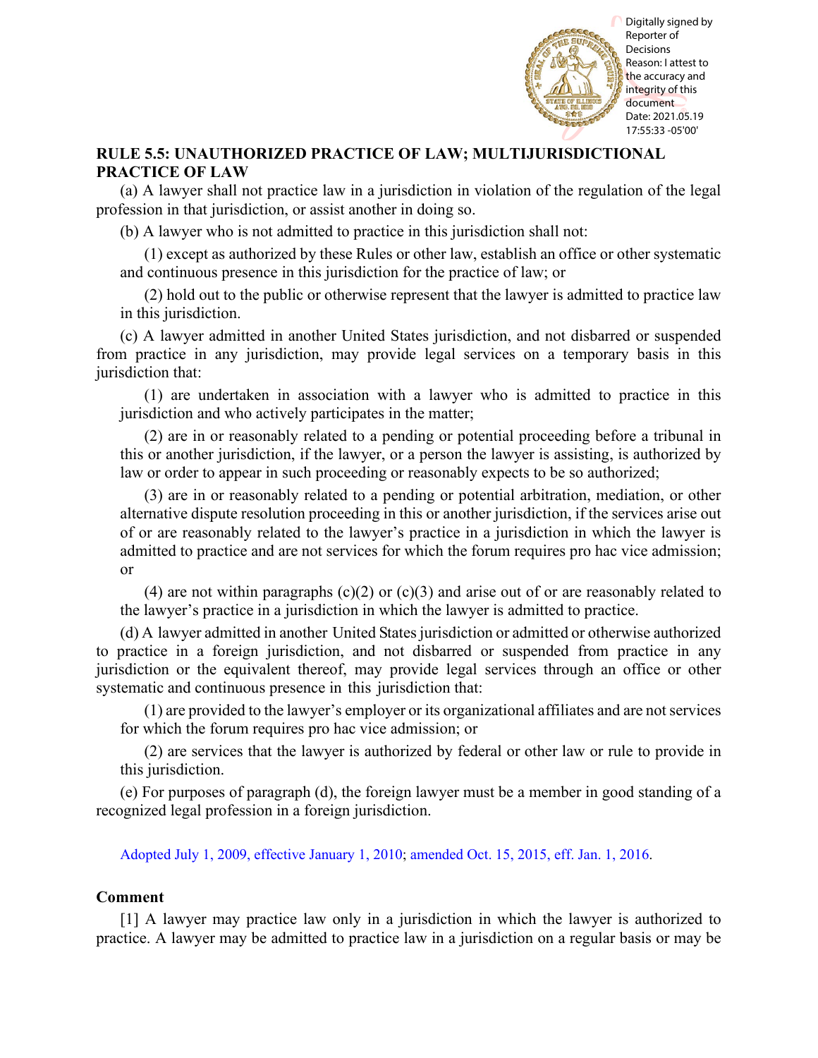## RULE 5.5: UNAUTHORIZED PRACTICE OF LAW; MULTIJURISDICTIONAL PRACTICE OF LAW

(a) A lawyer shall not practice law in a jurisdiction in violation of the regulation of the legal profession in that jurisdiction, or assist another in doing so.

(b) A lawyer who is not admitted to practice in this jurisdiction shall not:

(1) except as authorized by these Rules or other law, establish an office or other systematic and continuous presence in this jurisdiction for the practice of law; or

(2) hold out to the public or otherwise represent that the lawyer is admitted to practice law in this jurisdiction.

(c) A lawyer admitted in another United States jurisdiction, and not disbarred or suspended from practice in any jurisdiction, may provide legal services on a temporary basis in this jurisdiction that:

(1) are undertaken in association with a lawyer who is admitted to practice in this jurisdiction and who actively participates in the matter;

(2) are in or reasonably related to a pending or potential proceeding before a tribunal in this or another jurisdiction, if the lawyer, or a person the lawyer is assisting, is authorized by law or order to appear in such proceeding or reasonably expects to be so authorized;

(3) are in or reasonably related to a pending or potential arbitration, mediation, or other alternative dispute resolution proceeding in this or another jurisdiction, if the services arise out of or are reasonably related to the lawyer's practice in a jurisdiction in which the lawyer is admitted to practice and are not services for which the forum requires pro hac vice admission; or

(4) are not within paragraphs (c)(2) or (c)(3) and arise out of or are reasonably related to the lawyer's practice in a jurisdiction in which the lawyer is admitted to practice.

(d) A lawyer admitted in another United States jurisdiction or admitted or otherwise authorized to practice in a foreign jurisdiction, and not disbarred or suspended from practice in any jurisdiction or the equivalent thereof, may provide legal services through an office or other systematic and continuous presence in this jurisdiction that:

(1) are provided to the lawyer's employer or its organizational affiliates and are not services for which the forum requires pro hac vice admission; or

(2) are services that the lawyer is authorized by federal or other law or rule to provide in this jurisdiction.

(e) For purposes of paragraph (d), the foreign lawyer must be a member in good standing of a recognized legal profession in a foreign jurisdiction.

Adopted July 1, 2009, effective January 1, 2010; amended Oct. 15, 2015, eff. Jan. 1, 2016.

### Comment

[1] A lawyer may practice law only in a jurisdiction in which the lawyer is authorized to practice. A lawyer may be admitted to practice law in a jurisdiction on a regular basis or may be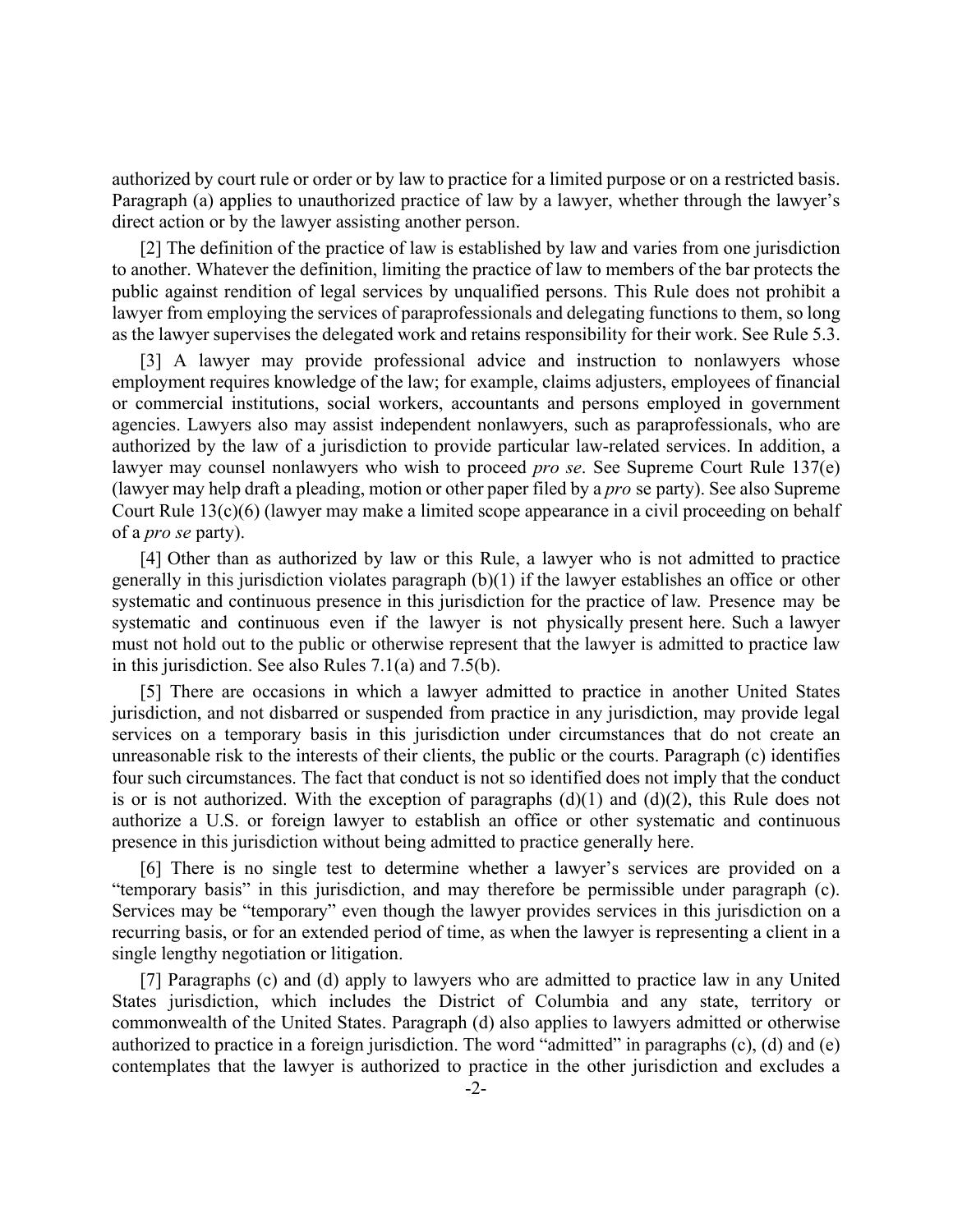authorized by court rule or order or by law to practice for a limited purpose or on a restricted basis. Paragraph (a) applies to unauthorized practice of law by a lawyer, whether through the lawyer's direct action or by the lawyer assisting another person.

[2] The definition of the practice of law is established by law and varies from one jurisdiction to another. Whatever the definition, limiting the practice of law to members of the bar protects the public against rendition of legal services by unqualified persons. This Rule does not prohibit a lawyer from employing the services of paraprofessionals and delegating functions to them, so long as the lawyer supervises the delegated work and retains responsibility for their work. See Rule 5.3.

[3] A lawyer may provide professional advice and instruction to nonlawyers whose employment requires knowledge of the law; for example, claims adjusters, employees of financial or commercial institutions, social workers, accountants and persons employed in government agencies. Lawyers also may assist independent nonlawyers, such as paraprofessionals, who are authorized by the law of a jurisdiction to provide particular law-related services. In addition, a lawyer may counsel nonlawyers who wish to proceed *pro se*. See Supreme Court Rule 137(e) (lawyer may help draft a pleading, motion or other paper filed by a *pro* se party). See also Supreme Court Rule 13(c)(6) (lawyer may make a limited scope appearance in a civil proceeding on behalf of a *pro se* party).

[4] Other than as authorized by law or this Rule, a lawyer who is not admitted to practice generally in this jurisdiction violates paragraph (b)(1) if the lawyer establishes an office or other systematic and continuous presence in this jurisdiction for the practice of law. Presence may be systematic and continuous even if the lawyer is not physically present here. Such a lawyer must not hold out to the public or otherwise represent that the lawyer is admitted to practice law in this jurisdiction. See also Rules 7.1(a) and 7.5(b).

[5] There are occasions in which a lawyer admitted to practice in another United States jurisdiction, and not disbarred or suspended from practice in any jurisdiction, may provide legal services on a temporary basis in this jurisdiction under circumstances that do not create an unreasonable risk to the interests of their clients, the public or the courts. Paragraph (c) identifies four such circumstances. The fact that conduct is not so identified does not imply that the conduct is or is not authorized. With the exception of paragraphs (d)(1) and (d)(2), this Rule does not authorize a U.S. or foreign lawyer to establish an office or other systematic and continuous presence in this jurisdiction without being admitted to practice generally here.

[6] There is no single test to determine whether a lawyer's services are provided on a "temporary basis" in this jurisdiction, and may therefore be permissible under paragraph (c). Services may be "temporary" even though the lawyer provides services in this jurisdiction on a recurring basis, or for an extended period of time, as when the lawyer is representing a client in a single lengthy negotiation or litigation.

[7] Paragraphs (c) and (d) apply to lawyers who are admitted to practice law in any United States jurisdiction, which includes the District of Columbia and any state, territory or commonwealth of the United States. Paragraph (d) also applies to lawyers admitted or otherwise authorized to practice in a foreign jurisdiction. The word "admitted" in paragraphs (c), (d) and (e) contemplates that the lawyer is authorized to practice in the other jurisdiction and excludes a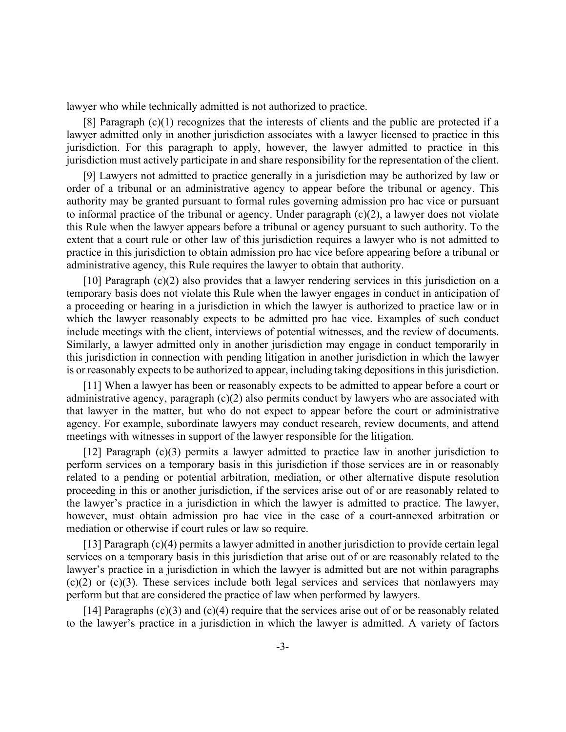lawyer who while technically admitted is not authorized to practice.

[8] Paragraph (c)(1) recognizes that the interests of clients and the public are protected if a lawyer admitted only in another jurisdiction associates with a lawyer licensed to practice in this jurisdiction. For this paragraph to apply, however, the lawyer admitted to practice in this jurisdiction must actively participate in and share responsibility for the representation of the client.

[9] Lawyers not admitted to practice generally in a jurisdiction may be authorized by law or order of a tribunal or an administrative agency to appear before the tribunal or agency. This authority may be granted pursuant to formal rules governing admission pro hac vice or pursuant to informal practice of the tribunal or agency. Under paragraph (c)(2), a lawyer does not violate this Rule when the lawyer appears before a tribunal or agency pursuant to such authority. To the extent that a court rule or other law of this jurisdiction requires a lawyer who is not admitted to practice in this jurisdiction to obtain admission pro hac vice before appearing before a tribunal or administrative agency, this Rule requires the lawyer to obtain that authority.

[10] Paragraph (c)(2) also provides that a lawyer rendering services in this jurisdiction on a temporary basis does not violate this Rule when the lawyer engages in conduct in anticipation of a proceeding or hearing in a jurisdiction in which the lawyer is authorized to practice law or in which the lawyer reasonably expects to be admitted pro hac vice. Examples of such conduct include meetings with the client, interviews of potential witnesses, and the review of documents. Similarly, a lawyer admitted only in another jurisdiction may engage in conduct temporarily in this jurisdiction in connection with pending litigation in another jurisdiction in which the lawyer is or reasonably expects to be authorized to appear, including taking depositions in this jurisdiction.

[11] When a lawyer has been or reasonably expects to be admitted to appear before a court or administrative agency, paragraph (c)(2) also permits conduct by lawyers who are associated with that lawyer in the matter, but who do not expect to appear before the court or administrative agency. For example, subordinate lawyers may conduct research, review documents, and attend meetings with witnesses in support of the lawyer responsible for the litigation.

[12] Paragraph (c)(3) permits a lawyer admitted to practice law in another jurisdiction to perform services on a temporary basis in this jurisdiction if those services are in or reasonably related to a pending or potential arbitration, mediation, or other alternative dispute resolution proceeding in this or another jurisdiction, if the services arise out of or are reasonably related to the lawyer's practice in a jurisdiction in which the lawyer is admitted to practice. The lawyer, however, must obtain admission pro hac vice in the case of a court-annexed arbitration or mediation or otherwise if court rules or law so require.

[13] Paragraph (c)(4) permits a lawyer admitted in another jurisdiction to provide certain legal services on a temporary basis in this jurisdiction that arise out of or are reasonably related to the lawyer's practice in a jurisdiction in which the lawyer is admitted but are not within paragraphs (c)(2) or (c)(3). These services include both legal services and services that nonlawyers may perform but that are considered the practice of law when performed by lawyers.

[14] Paragraphs (c)(3) and (c)(4) require that the services arise out of or be reasonably related to the lawyer's practice in a jurisdiction in which the lawyer is admitted. A variety of factors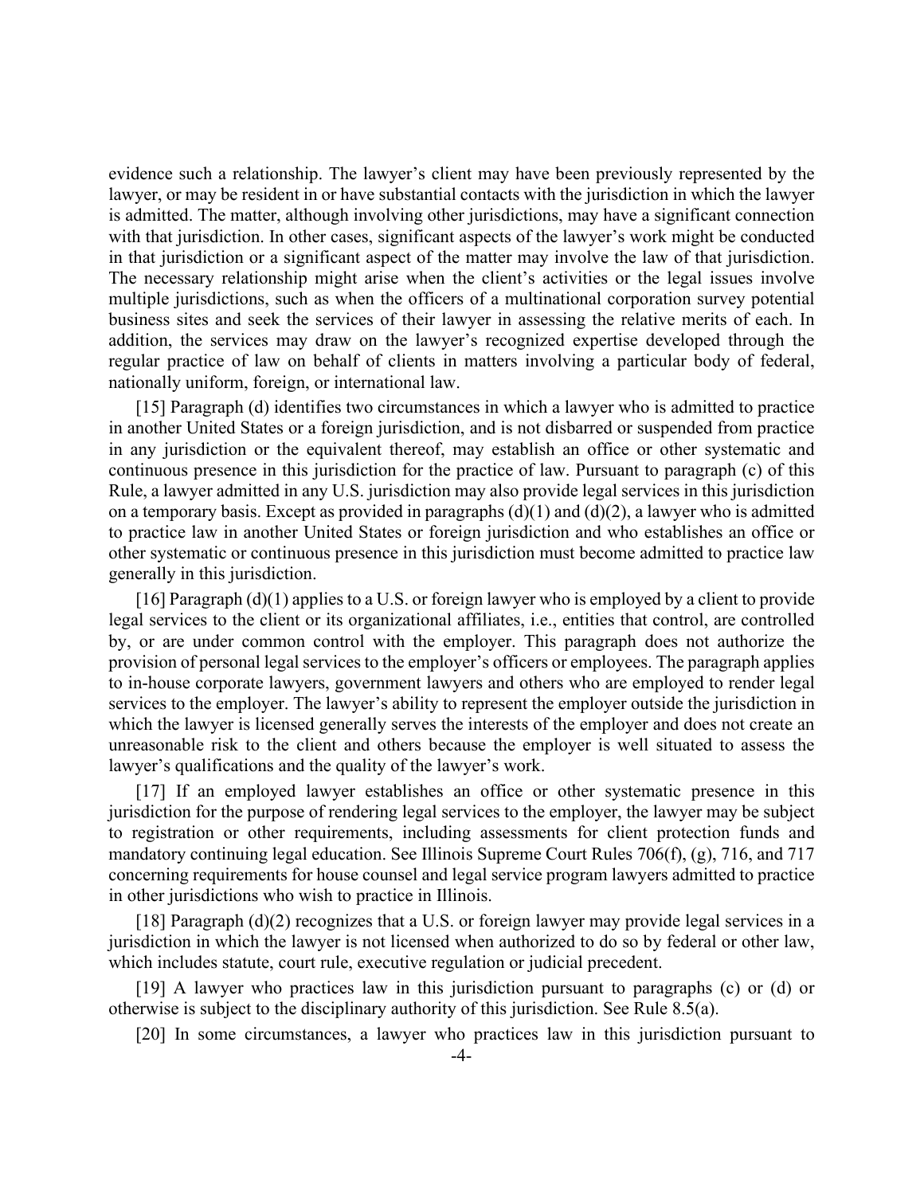evidence such a relationship. The lawyer's client may have been previously represented by the lawyer, or may be resident in or have substantial contacts with the jurisdiction in which the lawyer is admitted. The matter, although involving other jurisdictions, may have a significant connection with that jurisdiction. In other cases, significant aspects of the lawyer's work might be conducted in that jurisdiction or a significant aspect of the matter may involve the law of that jurisdiction. The necessary relationship might arise when the client's activities or the legal issues involve multiple jurisdictions, such as when the officers of a multinational corporation survey potential business sites and seek the services of their lawyer in assessing the relative merits of each. In addition, the services may draw on the lawyer's recognized expertise developed through the regular practice of law on behalf of clients in matters involving a particular body of federal, nationally uniform, foreign, or international law.

[15] Paragraph (d) identifies two circumstances in which a lawyer who is admitted to practice in another United States or a foreign jurisdiction, and is not disbarred or suspended from practice in any jurisdiction or the equivalent thereof, may establish an office or other systematic and continuous presence in this jurisdiction for the practice of law. Pursuant to paragraph (c) of this Rule, a lawyer admitted in any U.S. jurisdiction may also provide legal services in this jurisdiction on a temporary basis. Except as provided in paragraphs (d)(1) and (d)(2), a lawyer who is admitted to practice law in another United States or foreign jurisdiction and who establishes an office or other systematic or continuous presence in this jurisdiction must become admitted to practice law generally in this jurisdiction.

[16] Paragraph (d)(1) applies to a U.S. or foreign lawyer who is employed by a client to provide legal services to the client or its organizational affiliates, i.e., entities that control, are controlled by, or are under common control with the employer. This paragraph does not authorize the provision of personal legal services to the employer's officers or employees. The paragraph applies to in-house corporate lawyers, government lawyers and others who are employed to render legal services to the employer. The lawyer's ability to represent the employer outside the jurisdiction in which the lawyer is licensed generally serves the interests of the employer and does not create an unreasonable risk to the client and others because the employer is well situated to assess the lawyer's qualifications and the quality of the lawyer's work.

[17] If an employed lawyer establishes an office or other systematic presence in this jurisdiction for the purpose of rendering legal services to the employer, the lawyer may be subject to registration or other requirements, including assessments for client protection funds and mandatory continuing legal education. See Illinois Supreme Court Rules 706(f), (g), 716, and 717 concerning requirements for house counsel and legal service program lawyers admitted to practice in other jurisdictions who wish to practice in Illinois.

[18] Paragraph (d)(2) recognizes that a U.S. or foreign lawyer may provide legal services in a jurisdiction in which the lawyer is not licensed when authorized to do so by federal or other law, which includes statute, court rule, executive regulation or judicial precedent.

[19] A lawyer who practices law in this jurisdiction pursuant to paragraphs (c) or (d) or otherwise is subject to the disciplinary authority of this jurisdiction. See Rule 8.5(a).

[20] In some circumstances, a lawyer who practices law in this jurisdiction pursuant to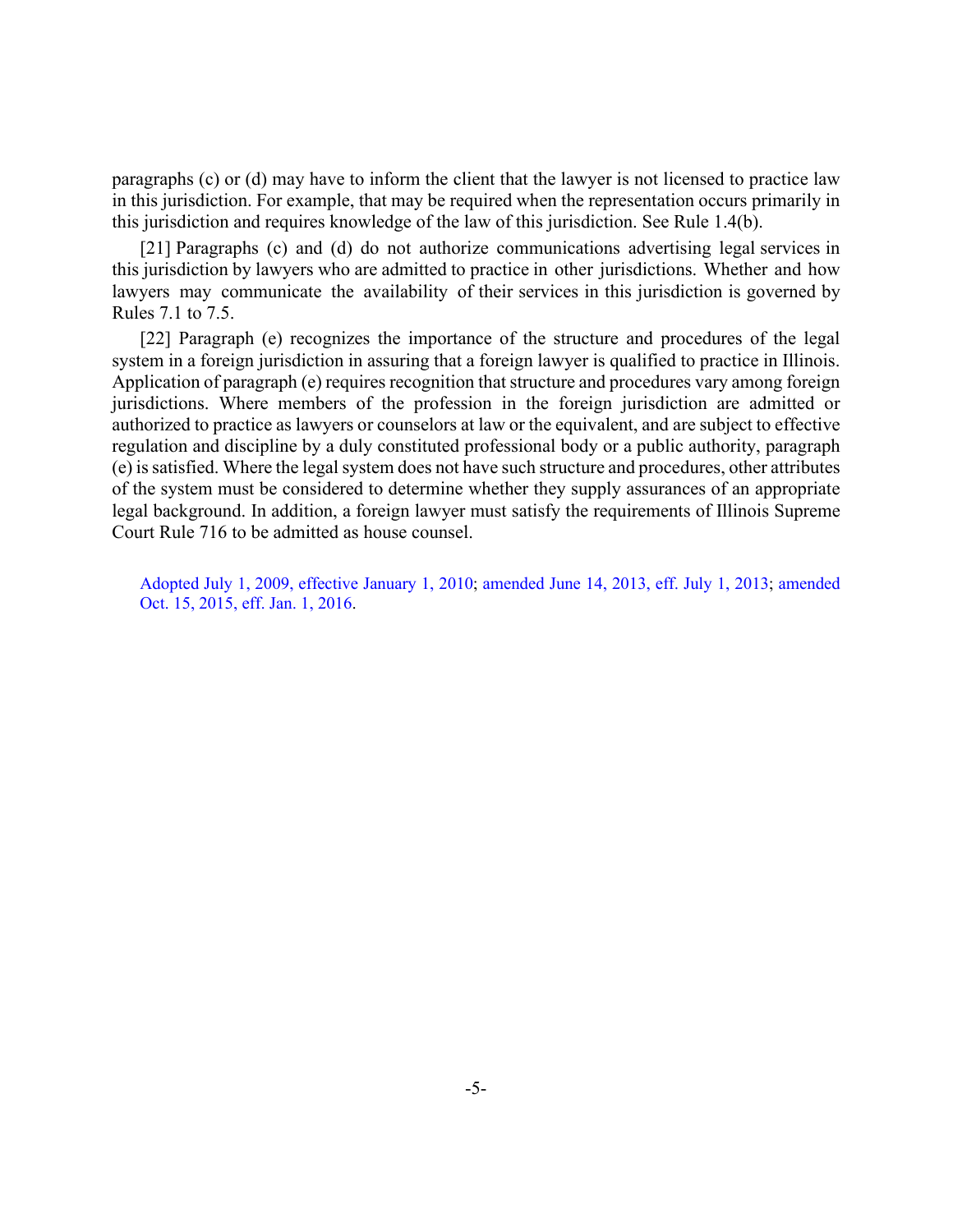paragraphs (c) or (d) may have to inform the client that the lawyer is not licensed to practice law in this jurisdiction. For example, that may be required when the representation occurs primarily in this jurisdiction and requires knowledge of the law of this jurisdiction. See Rule 1.4(b).

[21] Paragraphs (c) and (d) do not authorize communications advertising legal services in this jurisdiction by lawyers who are admitted to practice in other jurisdictions. Whether and how lawyers may communicate the availability of their services in this jurisdiction is governed by Rules 7.1 to 7.5.

[22] Paragraph (e) recognizes the importance of the structure and procedures of the legal system in a foreign jurisdiction in assuring that a foreign lawyer is qualified to practice in Illinois. Application of paragraph (e) requires recognition that structure and procedures vary among foreign jurisdictions. Where members of the profession in the foreign jurisdiction are admitted or authorized to practice as lawyers or counselors at law or the equivalent, and are subject to effective regulation and discipline by a duly constituted professional body or a public authority, paragraph (e) is satisfied. Where the legal system does not have such structure and procedures, other attributes of the system must be considered to determine whether they supply assurances of an appropriate legal background. In addition, a foreign lawyer must satisfy the requirements of Illinois Supreme Court Rule 716 to be admitted as house counsel.

Adopted July 1, 2009, effective January 1, 2010; amended June 14, 2013, eff. July 1, 2013; amended Oct. 15, 2015, eff. Jan. 1, 2016.